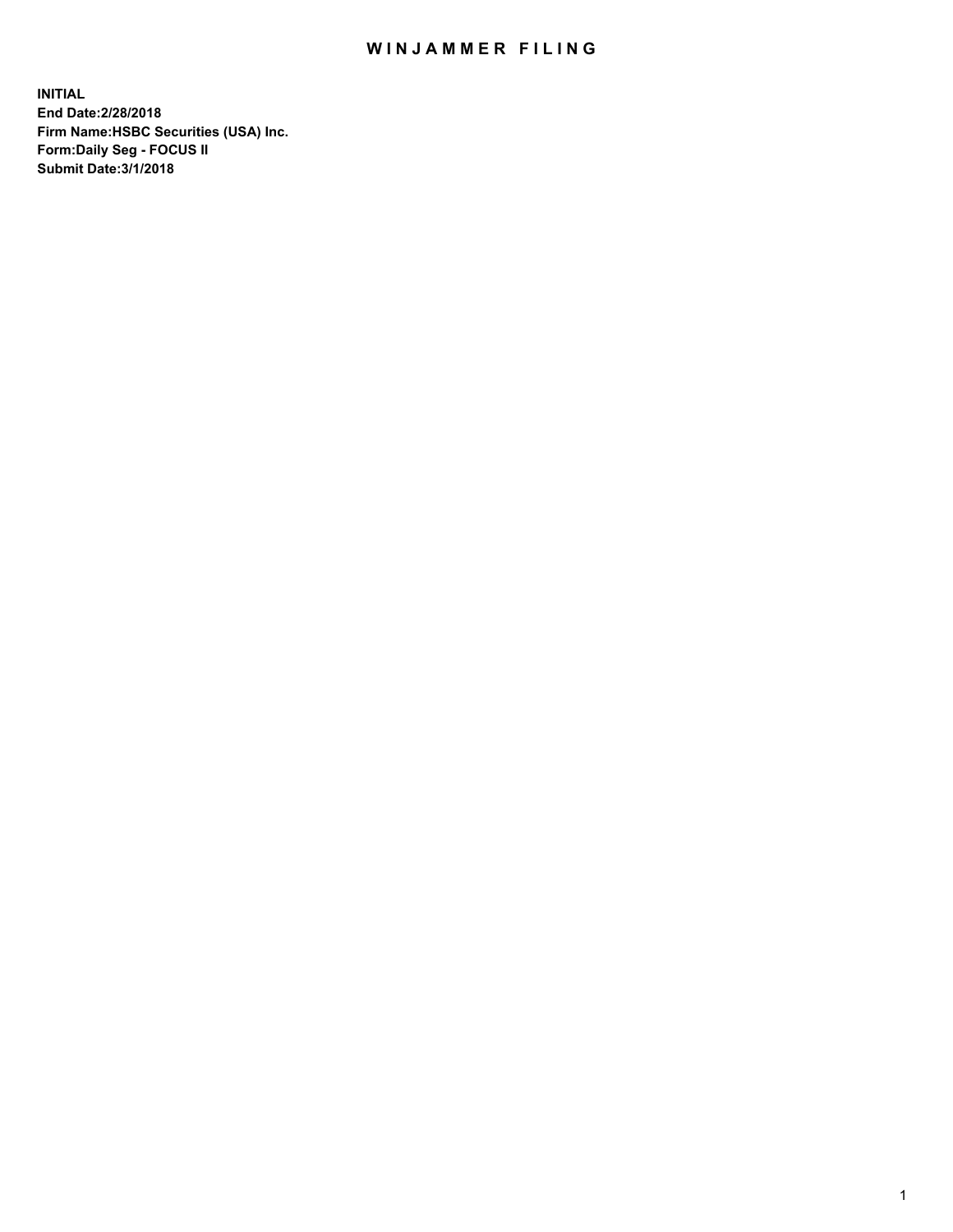# WINJAMMER FILING

**INITIAL**
**End Date:2/28/2018**
**Firm Name:HSBC Securities (USA) Inc.**
**Form:Daily Seg - FOCUS II**
**Submit Date:3/1/2018**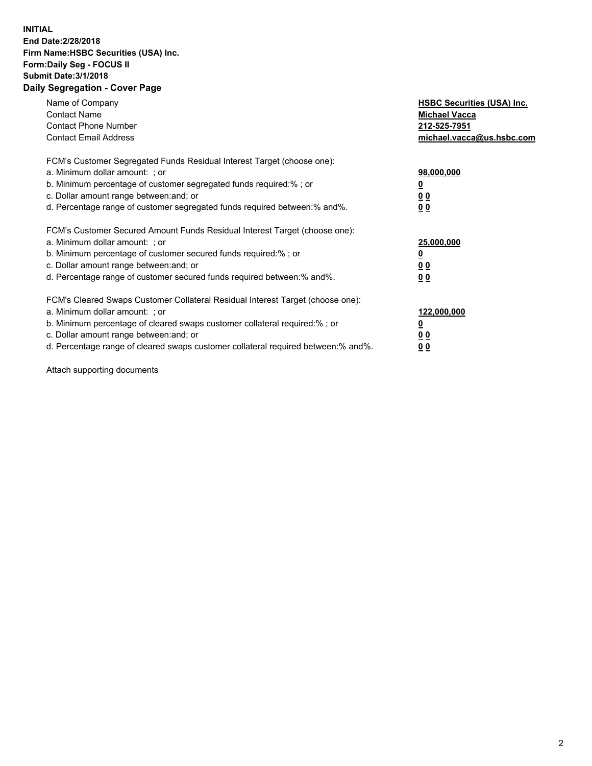**INITIAL**
**End Date:2/28/2018**
**Firm Name:HSBC Securities (USA) Inc.**
**Form:Daily Seg - FOCUS II**
**Submit Date:3/1/2018**

## Daily Segregation - Cover Page

| | |
|---|---|
| Name of Company | **HSBC Securities (USA) Inc.** |
| Contact Name | **Michael Vacca** |
| Contact Phone Number | **212-525-7951** |
| Contact Email Address | **michael.vacca@us.hsbc.com** |

FCM's Customer Segregated Funds Residual Interest Target (choose one):

| | |
|---|---|
| a. Minimum dollar amount: ; or | **98,000,000** |
| b. Minimum percentage of customer segregated funds required:% ; or | **0** |
| c. Dollar amount range between:and; or | **0 0** |
| d. Percentage range of customer segregated funds required between:% and%. | **0 0** |

FCM's Customer Secured Amount Funds Residual Interest Target (choose one):

| | |
|---|---|
| a. Minimum dollar amount: ; or | **25,000,000** |
| b. Minimum percentage of customer secured funds required:% ; or | **0** |
| c. Dollar amount range between:and; or | **0 0** |
| d. Percentage range of customer secured funds required between:% and%. | **0 0** |

FCM's Cleared Swaps Customer Collateral Residual Interest Target (choose one):

| | |
|---|---|
| a. Minimum dollar amount: ; or | **122,000,000** |
| b. Minimum percentage of cleared swaps customer collateral required:% ; or | **0** |
| c. Dollar amount range between:and; or | **0 0** |
| d. Percentage range of cleared swaps customer collateral required between:% and%. | **0 0** |

Attach supporting documents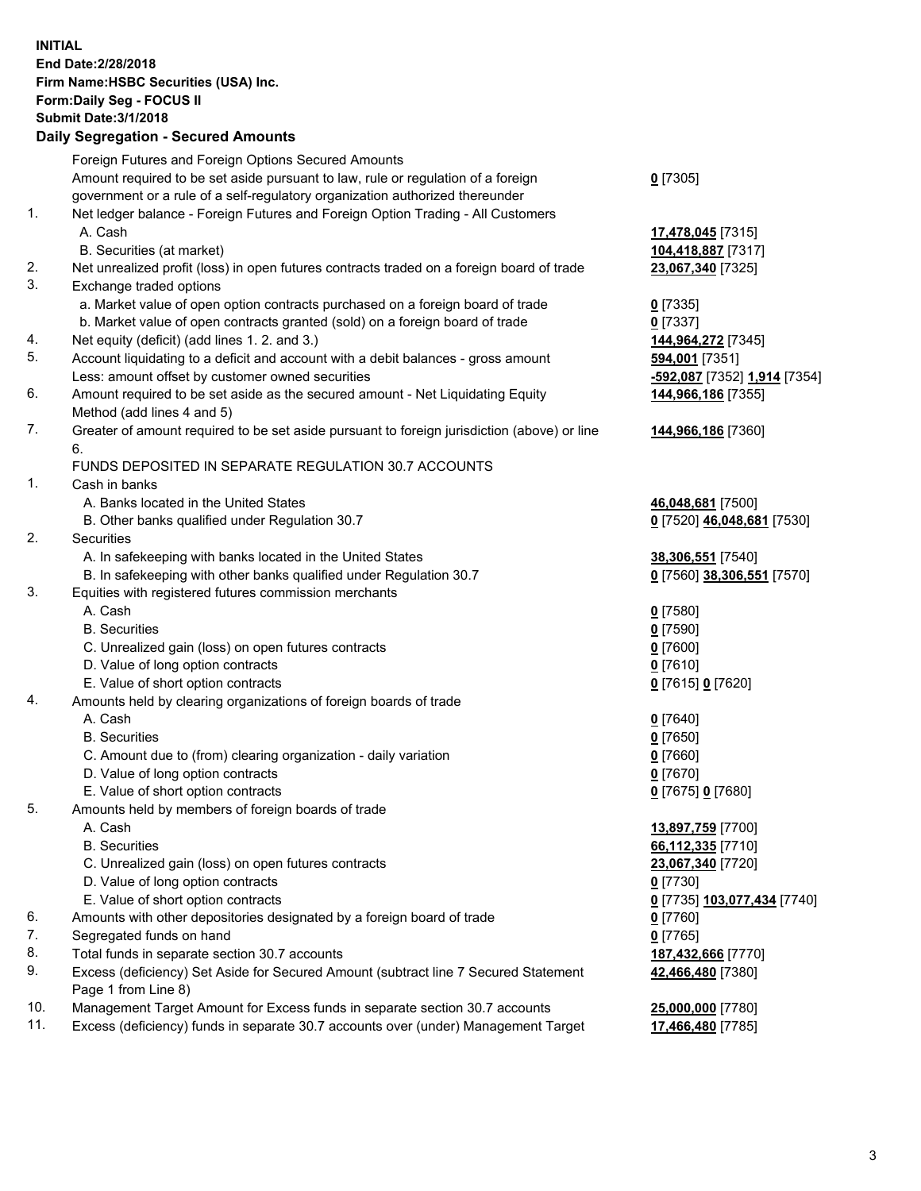**INITIAL**
**End Date:2/28/2018**
**Firm Name:HSBC Securities (USA) Inc.**
**Form:Daily Seg - FOCUS II**
**Submit Date:3/1/2018**

**Daily Segregation - Secured Amounts**

| | | |
|---|---|---|
| | Foreign Futures and Foreign Options Secured Amounts | |
| | Amount required to be set aside pursuant to law, rule or regulation of a foreign government or a rule of a self-regulatory organization authorized thereunder | **0** [7305] |
| 1. | Net ledger balance - Foreign Futures and Foreign Option Trading - All Customers | |
| | A. Cash | **17,478,045** [7315] |
| | B. Securities (at market) | **104,418,887** [7317] |
| 2. | Net unrealized profit (loss) in open futures contracts traded on a foreign board of trade | **23,067,340** [7325] |
| 3. | Exchange traded options | |
| | a. Market value of open option contracts purchased on a foreign board of trade | **0** [7335] |
| | b. Market value of open contracts granted (sold) on a foreign board of trade | **0** [7337] |
| 4. | Net equity (deficit) (add lines 1. 2. and 3.) | **144,964,272** [7345] |
| 5. | Account liquidating to a deficit and account with a debit balances - gross amount | **594,001** [7351] |
| | Less: amount offset by customer owned securities | **-592,087** [7352] **1,914** [7354] |
| 6. | Amount required to be set aside as the secured amount - Net Liquidating Equity Method (add lines 4 and 5) | **144,966,186** [7355] |
| 7. | Greater of amount required to be set aside pursuant to foreign jurisdiction (above) or line 6. | **144,966,186** [7360] |
| | FUNDS DEPOSITED IN SEPARATE REGULATION 30.7 ACCOUNTS | |
| 1. | Cash in banks | |
| | A. Banks located in the United States | **46,048,681** [7500] |
| | B. Other banks qualified under Regulation 30.7 | **0** [7520] **46,048,681** [7530] |
| 2. | Securities | |
| | A. In safekeeping with banks located in the United States | **38,306,551** [7540] |
| | B. In safekeeping with other banks qualified under Regulation 30.7 | **0** [7560] **38,306,551** [7570] |
| 3. | Equities with registered futures commission merchants | |
| | A. Cash | **0** [7580] |
| | B. Securities | **0** [7590] |
| | C. Unrealized gain (loss) on open futures contracts | **0** [7600] |
| | D. Value of long option contracts | **0** [7610] |
| | E. Value of short option contracts | **0** [7615] **0** [7620] |
| 4. | Amounts held by clearing organizations of foreign boards of trade | |
| | A. Cash | **0** [7640] |
| | B. Securities | **0** [7650] |
| | C. Amount due to (from) clearing organization - daily variation | **0** [7660] |
| | D. Value of long option contracts | **0** [7670] |
| | E. Value of short option contracts | **0** [7675] **0** [7680] |
| 5. | Amounts held by members of foreign boards of trade | |
| | A. Cash | **13,897,759** [7700] |
| | B. Securities | **66,112,335** [7710] |
| | C. Unrealized gain (loss) on open futures contracts | **23,067,340** [7720] |
| | D. Value of long option contracts | **0** [7730] |
| | E. Value of short option contracts | **0** [7735] **103,077,434** [7740] |
| 6. | Amounts with other depositories designated by a foreign board of trade | **0** [7760] |
| 7. | Segregated funds on hand | **0** [7765] |
| 8. | Total funds in separate section 30.7 accounts | **187,432,666** [7770] |
| 9. | Excess (deficiency) Set Aside for Secured Amount (subtract line 7 Secured Statement Page 1 from Line 8) | **42,466,480** [7380] |
| 10. | Management Target Amount for Excess funds in separate section 30.7 accounts | **25,000,000** [7780] |
| 11. | Excess (deficiency) funds in separate 30.7 accounts over (under) Management Target | **17,466,480** [7785] |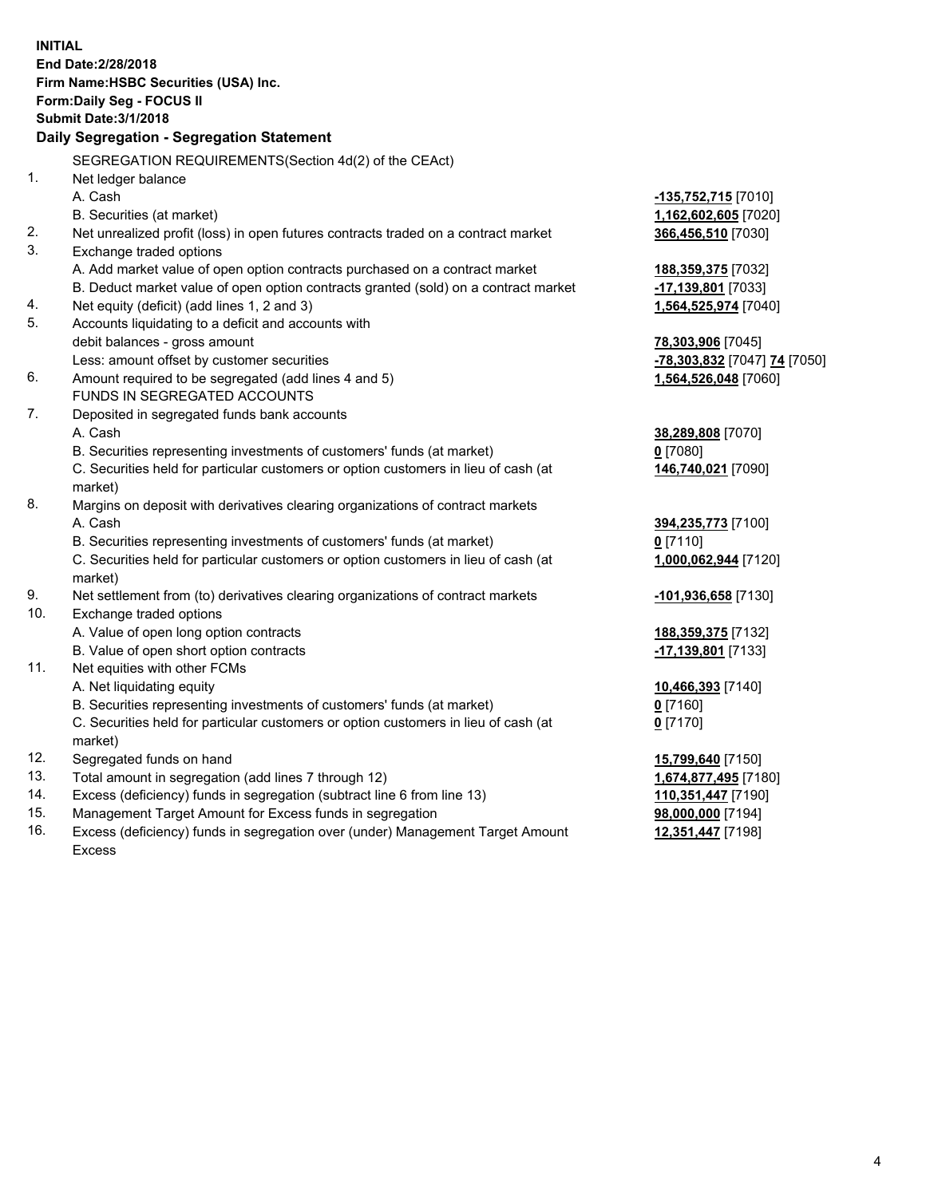**INITIAL**
**End Date:2/28/2018**
**Firm Name:HSBC Securities (USA) Inc.**
**Form:Daily Seg - FOCUS II**
**Submit Date:3/1/2018**

## Daily Segregation - Segregation Statement

SEGREGATION REQUIREMENTS(Section 4d(2) of the CEAct)

| | | |
|---|---|---|
| 1. | Net ledger balance | |
| | A. Cash | **-135,752,715** [7010] |
| | B. Securities (at market) | **1,162,602,605** [7020] |
| 2. | Net unrealized profit (loss) in open futures contracts traded on a contract market | **366,456,510** [7030] |
| 3. | Exchange traded options | |
| | A. Add market value of open option contracts purchased on a contract market | **188,359,375** [7032] |
| | B. Deduct market value of open option contracts granted (sold) on a contract market | **-17,139,801** [7033] |
| 4. | Net equity (deficit) (add lines 1, 2 and 3) | **1,564,525,974** [7040] |
| 5. | Accounts liquidating to a deficit and accounts with | |
| | debit balances - gross amount | **78,303,906** [7045] |
| | Less: amount offset by customer securities | **-78,303,832** [7047] **74** [7050] |
| 6. | Amount required to be segregated (add lines 4 and 5) | **1,564,526,048** [7060] |
| | FUNDS IN SEGREGATED ACCOUNTS | |
| 7. | Deposited in segregated funds bank accounts | |
| | A. Cash | **38,289,808** [7070] |
| | B. Securities representing investments of customers' funds (at market) | **0** [7080] |
| | C. Securities held for particular customers or option customers in lieu of cash (at market) | **146,740,021** [7090] |
| 8. | Margins on deposit with derivatives clearing organizations of contract markets | |
| | A. Cash | **394,235,773** [7100] |
| | B. Securities representing investments of customers' funds (at market) | **0** [7110] |
| | C. Securities held for particular customers or option customers in lieu of cash (at market) | **1,000,062,944** [7120] |
| 9. | Net settlement from (to) derivatives clearing organizations of contract markets | **-101,936,658** [7130] |
| 10. | Exchange traded options | |
| | A. Value of open long option contracts | **188,359,375** [7132] |
| | B. Value of open short option contracts | **-17,139,801** [7133] |
| 11. | Net equities with other FCMs | |
| | A. Net liquidating equity | **10,466,393** [7140] |
| | B. Securities representing investments of customers' funds (at market) | **0** [7160] |
| | C. Securities held for particular customers or option customers in lieu of cash (at market) | **0** [7170] |
| 12. | Segregated funds on hand | **15,799,640** [7150] |
| 13. | Total amount in segregation (add lines 7 through 12) | **1,674,877,495** [7180] |
| 14. | Excess (deficiency) funds in segregation (subtract line 6 from line 13) | **110,351,447** [7190] |
| 15. | Management Target Amount for Excess funds in segregation | **98,000,000** [7194] |
| 16. | Excess (deficiency) funds in segregation over (under) Management Target Amount Excess | **12,351,447** [7198] |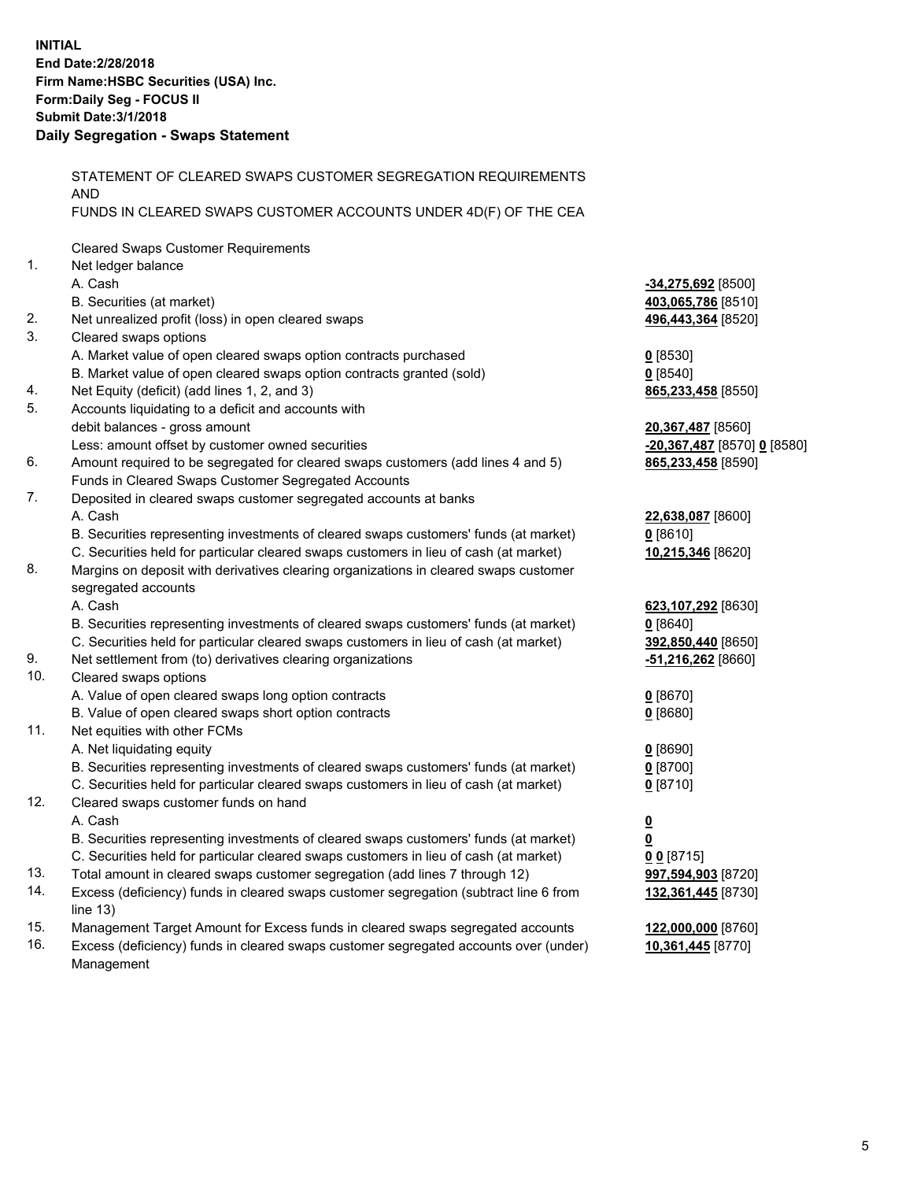**INITIAL**
**End Date:2/28/2018**
**Firm Name:HSBC Securities (USA) Inc.**
**Form:Daily Seg - FOCUS II**
**Submit Date:3/1/2018**
**Daily Segregation - Swaps Statement**

STATEMENT OF CLEARED SWAPS CUSTOMER SEGREGATION REQUIREMENTS AND FUNDS IN CLEARED SWAPS CUSTOMER ACCOUNTS UNDER 4D(F) OF THE CEA

| | | |
|---|---|---|
| | Cleared Swaps Customer Requirements | |
| 1. | Net ledger balance | |
| | A. Cash | **-34,275,692** [8500] |
| | B. Securities (at market) | **403,065,786** [8510] |
| 2. | Net unrealized profit (loss) in open cleared swaps | **496,443,364** [8520] |
| 3. | Cleared swaps options | |
| | A. Market value of open cleared swaps option contracts purchased | **0** [8530] |
| | B. Market value of open cleared swaps option contracts granted (sold) | **0** [8540] |
| 4. | Net Equity (deficit) (add lines 1, 2, and 3) | **865,233,458** [8550] |
| 5. | Accounts liquidating to a deficit and accounts with debit balances - gross amount | **20,367,487** [8560] |
| | Less: amount offset by customer owned securities | **-20,367,487** [8570] **0** [8580] |
| 6. | Amount required to be segregated for cleared swaps customers (add lines 4 and 5) | **865,233,458** [8590] |
| | Funds in Cleared Swaps Customer Segregated Accounts | |
| 7. | Deposited in cleared swaps customer segregated accounts at banks | |
| | A. Cash | **22,638,087** [8600] |
| | B. Securities representing investments of cleared swaps customers' funds (at market) | **0** [8610] |
| | C. Securities held for particular cleared swaps customers in lieu of cash (at market) | **10,215,346** [8620] |
| 8. | Margins on deposit with derivatives clearing organizations in cleared swaps customer segregated accounts | |
| | A. Cash | **623,107,292** [8630] |
| | B. Securities representing investments of cleared swaps customers' funds (at market) | **0** [8640] |
| | C. Securities held for particular cleared swaps customers in lieu of cash (at market) | **392,850,440** [8650] |
| 9. | Net settlement from (to) derivatives clearing organizations | **-51,216,262** [8660] |
| 10. | Cleared swaps options | |
| | A. Value of open cleared swaps long option contracts | **0** [8670] |
| | B. Value of open cleared swaps short option contracts | **0** [8680] |
| 11. | Net equities with other FCMs | |
| | A. Net liquidating equity | **0** [8690] |
| | B. Securities representing investments of cleared swaps customers' funds (at market) | **0** [8700] |
| | C. Securities held for particular cleared swaps customers in lieu of cash (at market) | **0** [8710] |
| 12. | Cleared swaps customer funds on hand | |
| | A. Cash | **0** |
| | B. Securities representing investments of cleared swaps customers' funds (at market) | **0** |
| | C. Securities held for particular cleared swaps customers in lieu of cash (at market) | **0** **0** [8715] |
| 13. | Total amount in cleared swaps customer segregation (add lines 7 through 12) | **997,594,903** [8720] |
| 14. | Excess (deficiency) funds in cleared swaps customer segregation (subtract line 6 from line 13) | **132,361,445** [8730] |
| 15. | Management Target Amount for Excess funds in cleared swaps segregated accounts | **122,000,000** [8760] |
| 16. | Excess (deficiency) funds in cleared swaps customer segregated accounts over (under) Management | **10,361,445** [8770] |